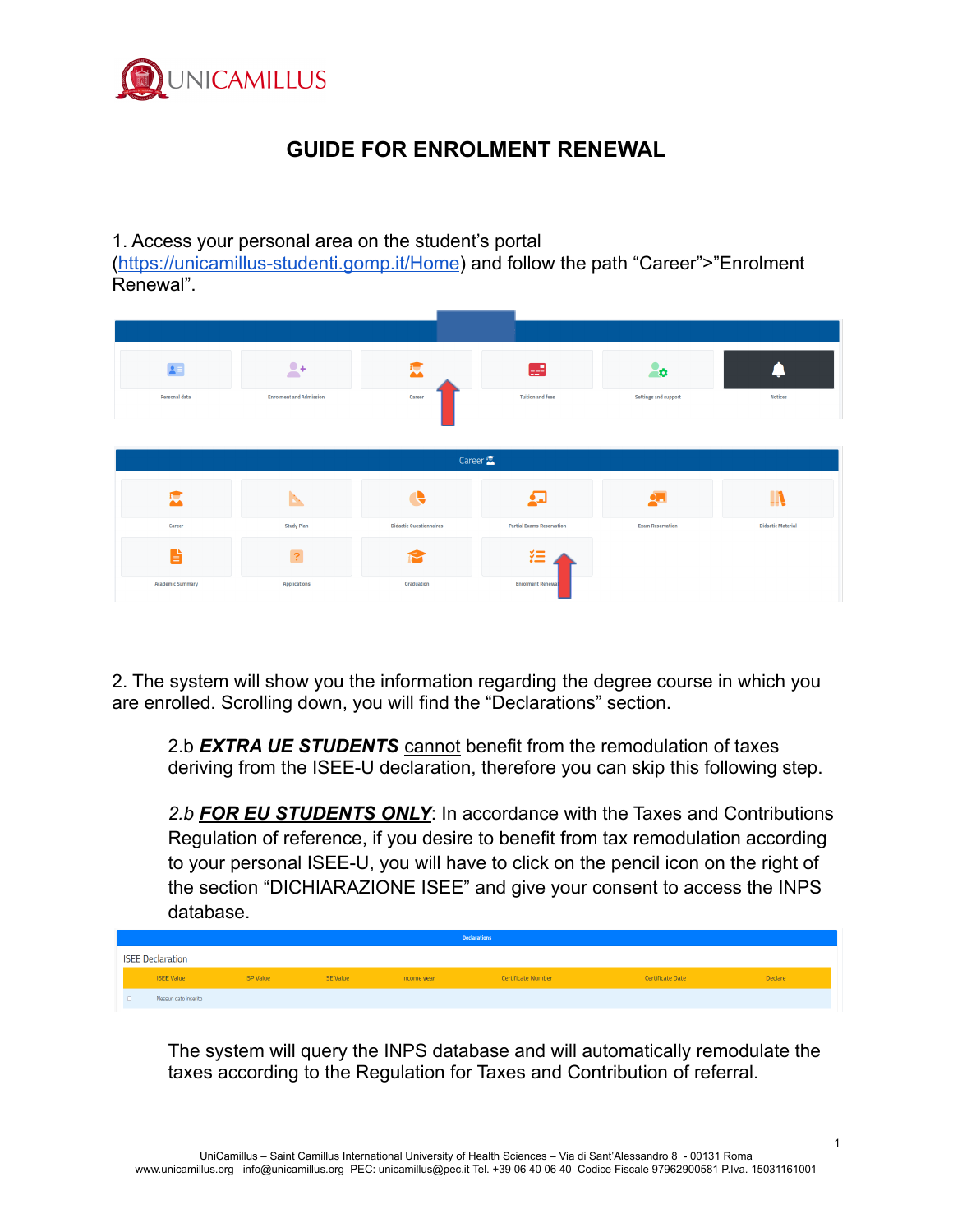# GUIDE FOR ENROLMENT RENEWAL

1. Access your personal area on the student's portal (https://unicamillus-studenti.gomp.it/Home) and follow the path "Career">"Enrolment Renewal".

Personal data | Enrolment and Admission | Career | Tuition and fees | Settings and support | Notices

Career

Career | Study Plan | Didactic Questionnaires | Partial Exams Reservation | Exam Reservation | Didactic Material

Academic Summary | Applications | Graduation | Enrolment Renewal

2. The system will show you the information regarding the degree course in which you are enrolled. Scrolling down, you will find the "Declarations" section.

   2.b ***EXTRA UE STUDENTS*** cannot benefit from the remodulation of taxes deriving from the ISEE-U declaration, therefore you can skip this following step.

   *2.b* ***FOR EU STUDENTS ONLY***: In accordance with the Taxes and Contributions Regulation of reference, if you desire to benefit from tax remodulation according to your personal ISEE-U, you will have to click on the pencil icon on the right of the section "DICHIARAZIONE ISEE" and give your consent to access the INPS database.

Declarations

ISEE Declaration

| ISEE Value | ISP Value | SE Value | Income year | Certificate Number | Certificate Date | Declare |
| --- | --- | --- | --- | --- | --- | --- |
| Nessun dato inserito | | | | | | |

The system will query the INPS database and will automatically remodulate the taxes according to the Regulation for Taxes and Contribution of referral.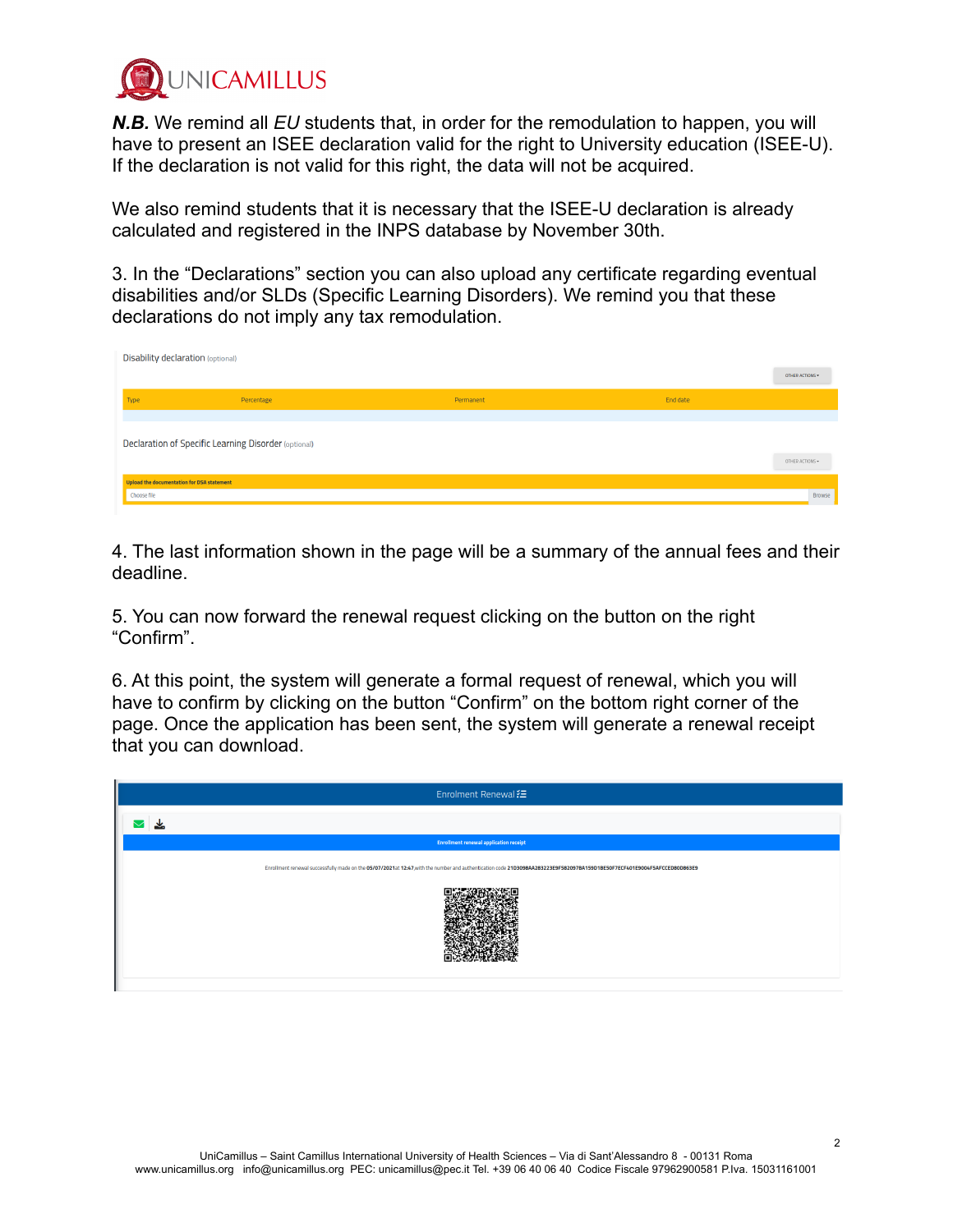***N.B.*** We remind all *EU* students that, in order for the remodulation to happen, you will have to present an ISEE declaration valid for the right to University education (ISEE-U). If the declaration is not valid for this right, the data will not be acquired.

We also remind students that it is necessary that the ISEE-U declaration is already calculated and registered in the INPS database by November 30th.

3. In the "Declarations" section you can also upload any certificate regarding eventual disabilities and/or SLDs (Specific Learning Disorders). We remind you that these declarations do not imply any tax remodulation.

Disability declaration (optional)

OTHER ACTIONS ▾

| Type | Percentage | Permanent | End date |
| --- | --- | --- | --- |

Declaration of Specific Learning Disorder (optional)

OTHER ACTIONS ▾

Upload the documentation for DSA statement

Choose file | Browse

4. The last information shown in the page will be a summary of the annual fees and their deadline.

5. You can now forward the renewal request clicking on the button on the right "Confirm".

6. At this point, the system will generate a formal request of renewal, which you will have to confirm by clicking on the button "Confirm" on the bottom right corner of the page. Once the application has been sent, the system will generate a renewal receipt that you can download.

Enrolment Renewal

Enrollment renewal application receipt

Enrollment renewal successfully made on the 05/07/2021 at 12:47, with the number and authentication code 21D3098AA283223E9F5B2097BA159D1BE50F7ECF401E9004F5AFCCED80D863E9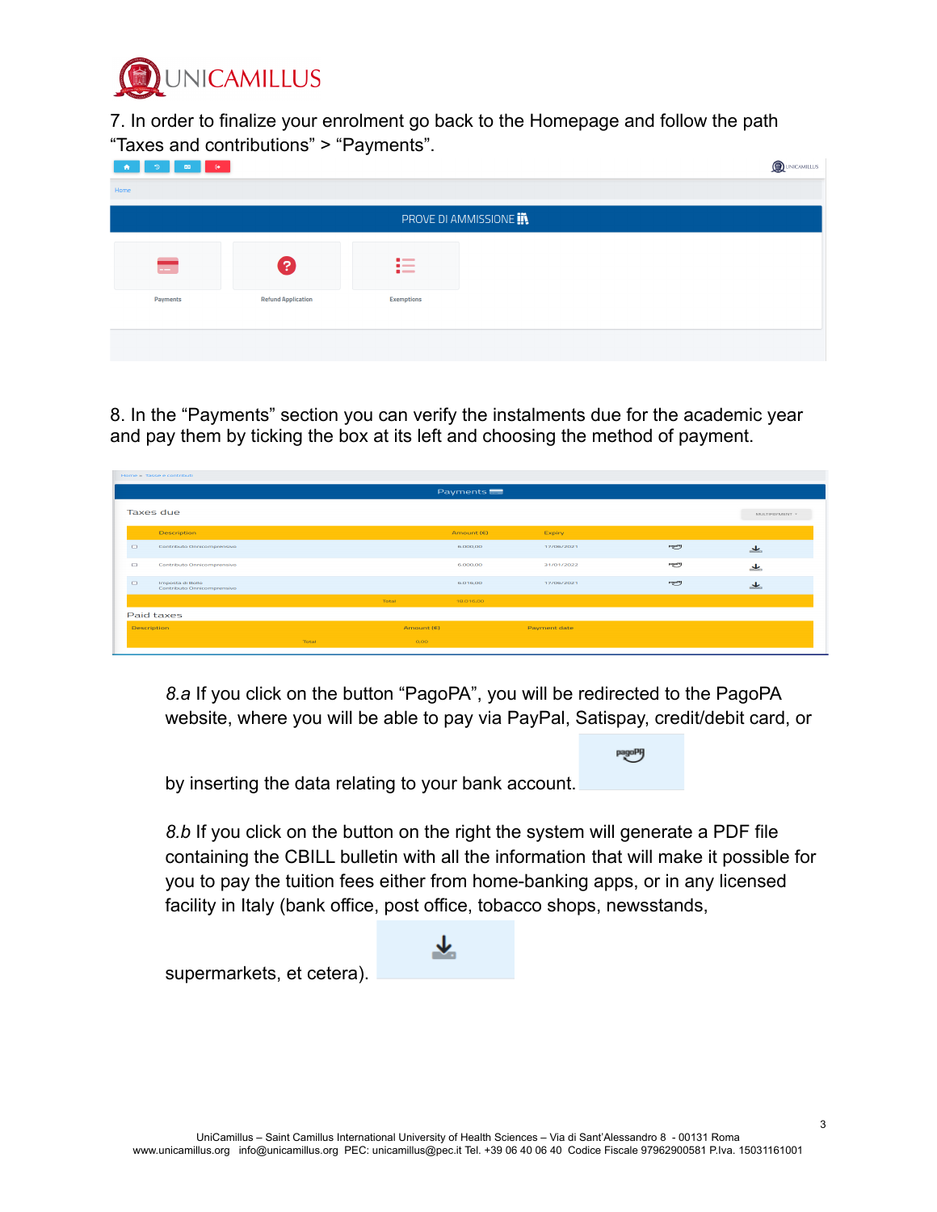7. In order to finalize your enrolment go back to the Homepage and follow the path "Taxes and contributions" > "Payments".

8. In the "Payments" section you can verify the instalments due for the academic year and pay them by ticking the box at its left and choosing the method of payment.

*8.a* If you click on the button "PagoPA", you will be redirected to the PagoPA website, where you will be able to pay via PayPal, Satispay, credit/debit card, or by inserting the data relating to your bank account.

*8.b* If you click on the button on the right the system will generate a PDF file containing the CBILL bulletin with all the information that will make it possible for you to pay the tuition fees either from home-banking apps, or in any licensed facility in Italy (bank office, post office, tobacco shops, newsstands, supermarkets, et cetera).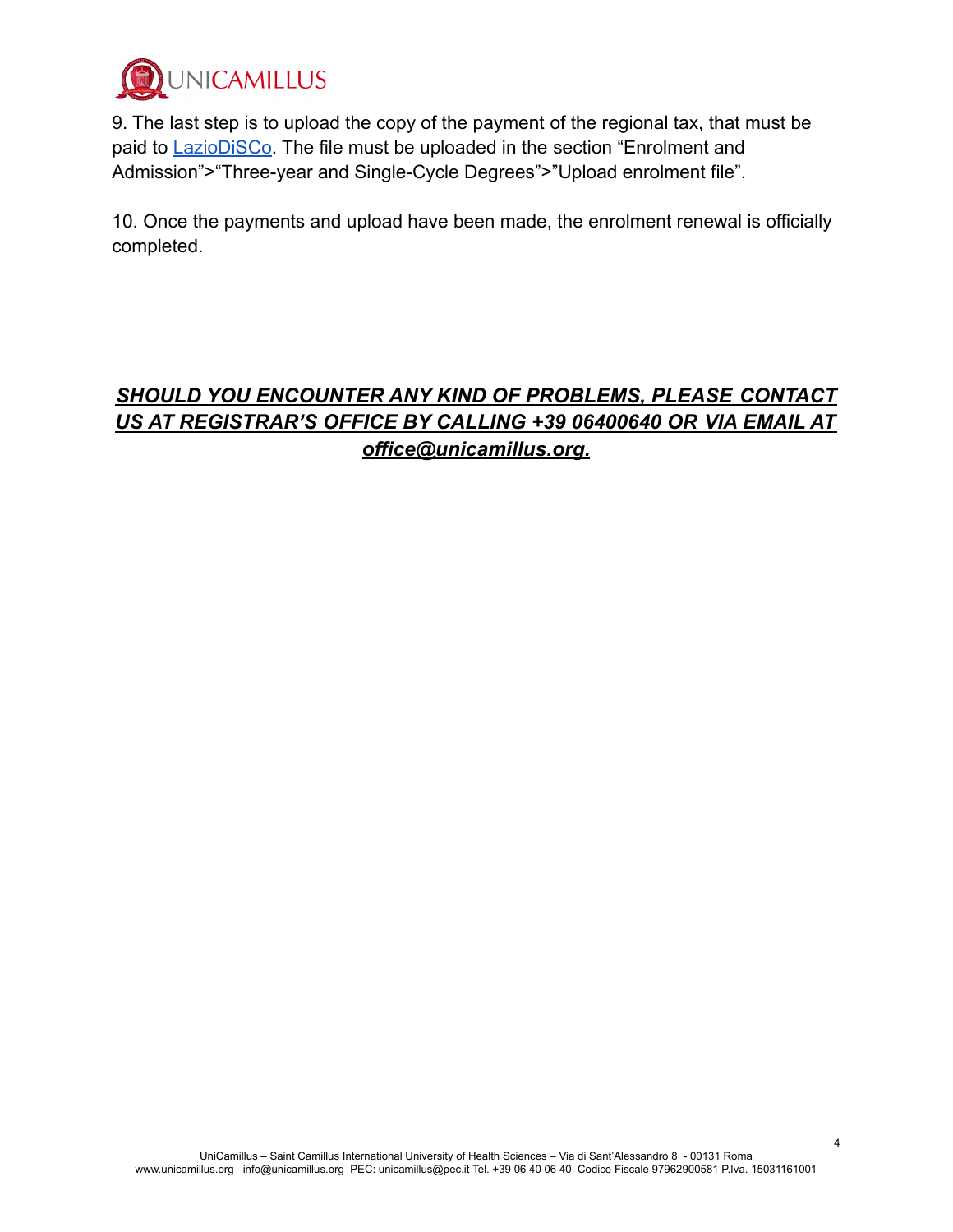9. The last step is to upload the copy of the payment of the regional tax, that must be paid to LazioDiSCo. The file must be uploaded in the section "Enrolment and Admission">"Three-year and Single-Cycle Degrees">"Upload enrolment file".

10. Once the payments and upload have been made, the enrolment renewal is officially completed.

***SHOULD YOU ENCOUNTER ANY KIND OF PROBLEMS, PLEASE CONTACT US AT REGISTRAR'S OFFICE BY CALLING +39 06400640 OR VIA EMAIL AT office@unicamillus.org.***